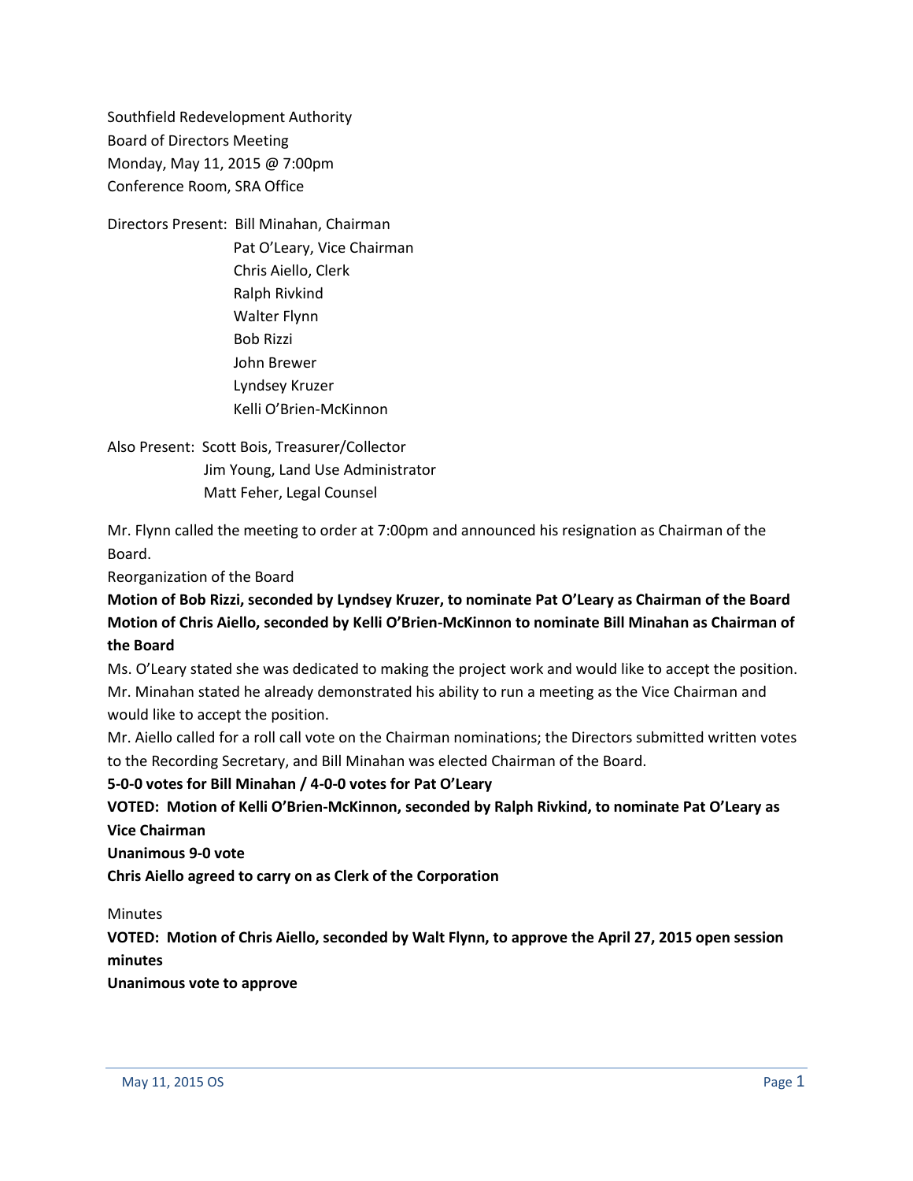Southfield Redevelopment Authority
Board of Directors Meeting
Monday, May 11, 2015 @ 7:00pm
Conference Room, SRA Office

Directors Present: Bill Minahan, Chairman
Pat O'Leary, Vice Chairman
Chris Aiello, Clerk
Ralph Rivkind
Walter Flynn
Bob Rizzi
John Brewer
Lyndsey Kruzer
Kelli O'Brien-McKinnon

Also Present: Scott Bois, Treasurer/Collector
Jim Young, Land Use Administrator
Matt Feher, Legal Counsel

Mr. Flynn called the meeting to order at 7:00pm and announced his resignation as Chairman of the Board.

Reorganization of the Board

**Motion of Bob Rizzi, seconded by Lyndsey Kruzer, to nominate Pat O'Leary as Chairman of the Board**
**Motion of Chris Aiello, seconded by Kelli O'Brien-McKinnon to nominate Bill Minahan as Chairman of the Board**

Ms. O'Leary stated she was dedicated to making the project work and would like to accept the position.
Mr. Minahan stated he already demonstrated his ability to run a meeting as the Vice Chairman and would like to accept the position.
Mr. Aiello called for a roll call vote on the Chairman nominations; the Directors submitted written votes to the Recording Secretary, and Bill Minahan was elected Chairman of the Board.

**5-0-0 votes for Bill Minahan / 4-0-0 votes for Pat O'Leary**

**VOTED: Motion of Kelli O'Brien-McKinnon, seconded by Ralph Rivkind, to nominate Pat O'Leary as Vice Chairman**

**Unanimous 9-0 vote**

**Chris Aiello agreed to carry on as Clerk of the Corporation**

Minutes

**VOTED: Motion of Chris Aiello, seconded by Walt Flynn, to approve the April 27, 2015 open session minutes**

**Unanimous vote to approve**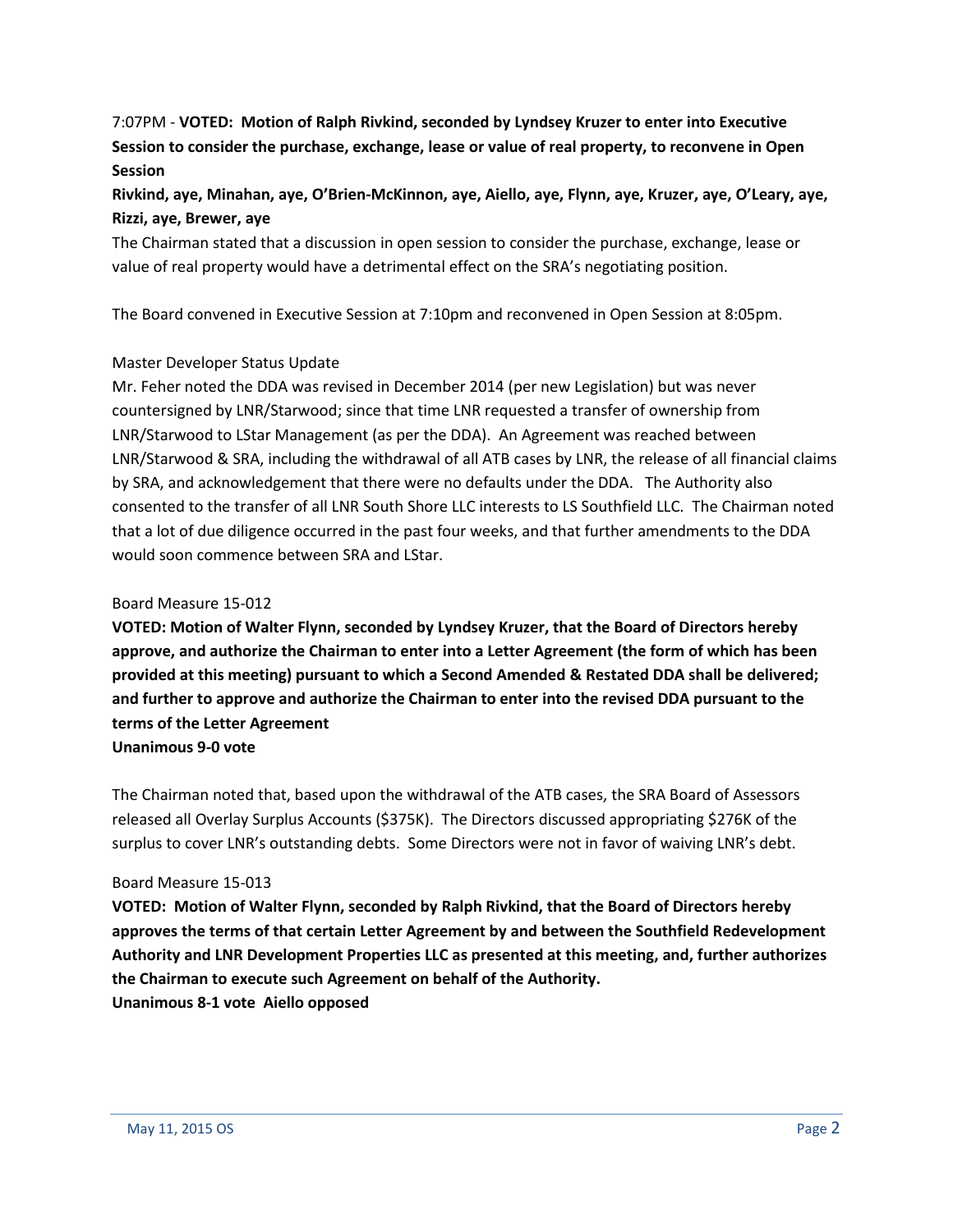7:07PM - **VOTED: Motion of Ralph Rivkind, seconded by Lyndsey Kruzer to enter into Executive Session to consider the purchase, exchange, lease or value of real property, to reconvene in Open Session**

**Rivkind, aye, Minahan, aye, O'Brien-McKinnon, aye, Aiello, aye, Flynn, aye, Kruzer, aye, O'Leary, aye, Rizzi, aye, Brewer, aye**

The Chairman stated that a discussion in open session to consider the purchase, exchange, lease or value of real property would have a detrimental effect on the SRA's negotiating position.

The Board convened in Executive Session at 7:10pm and reconvened in Open Session at 8:05pm.

Master Developer Status Update

Mr. Feher noted the DDA was revised in December 2014 (per new Legislation) but was never countersigned by LNR/Starwood; since that time LNR requested a transfer of ownership from LNR/Starwood to LStar Management (as per the DDA). An Agreement was reached between LNR/Starwood & SRA, including the withdrawal of all ATB cases by LNR, the release of all financial claims by SRA, and acknowledgement that there were no defaults under the DDA. The Authority also consented to the transfer of all LNR South Shore LLC interests to LS Southfield LLC. The Chairman noted that a lot of due diligence occurred in the past four weeks, and that further amendments to the DDA would soon commence between SRA and LStar.

Board Measure 15-012

**VOTED: Motion of Walter Flynn, seconded by Lyndsey Kruzer, that the Board of Directors hereby approve, and authorize the Chairman to enter into a Letter Agreement (the form of which has been provided at this meeting) pursuant to which a Second Amended & Restated DDA shall be delivered; and further to approve and authorize the Chairman to enter into the revised DDA pursuant to the terms of the Letter Agreement**

**Unanimous 9-0 vote**

The Chairman noted that, based upon the withdrawal of the ATB cases, the SRA Board of Assessors released all Overlay Surplus Accounts ($375K). The Directors discussed appropriating $276K of the surplus to cover LNR's outstanding debts. Some Directors were not in favor of waiving LNR's debt.

Board Measure 15-013

**VOTED: Motion of Walter Flynn, seconded by Ralph Rivkind, that the Board of Directors hereby approves the terms of that certain Letter Agreement by and between the Southfield Redevelopment Authority and LNR Development Properties LLC as presented at this meeting, and, further authorizes the Chairman to execute such Agreement on behalf of the Authority.**

**Unanimous 8-1 vote Aiello opposed**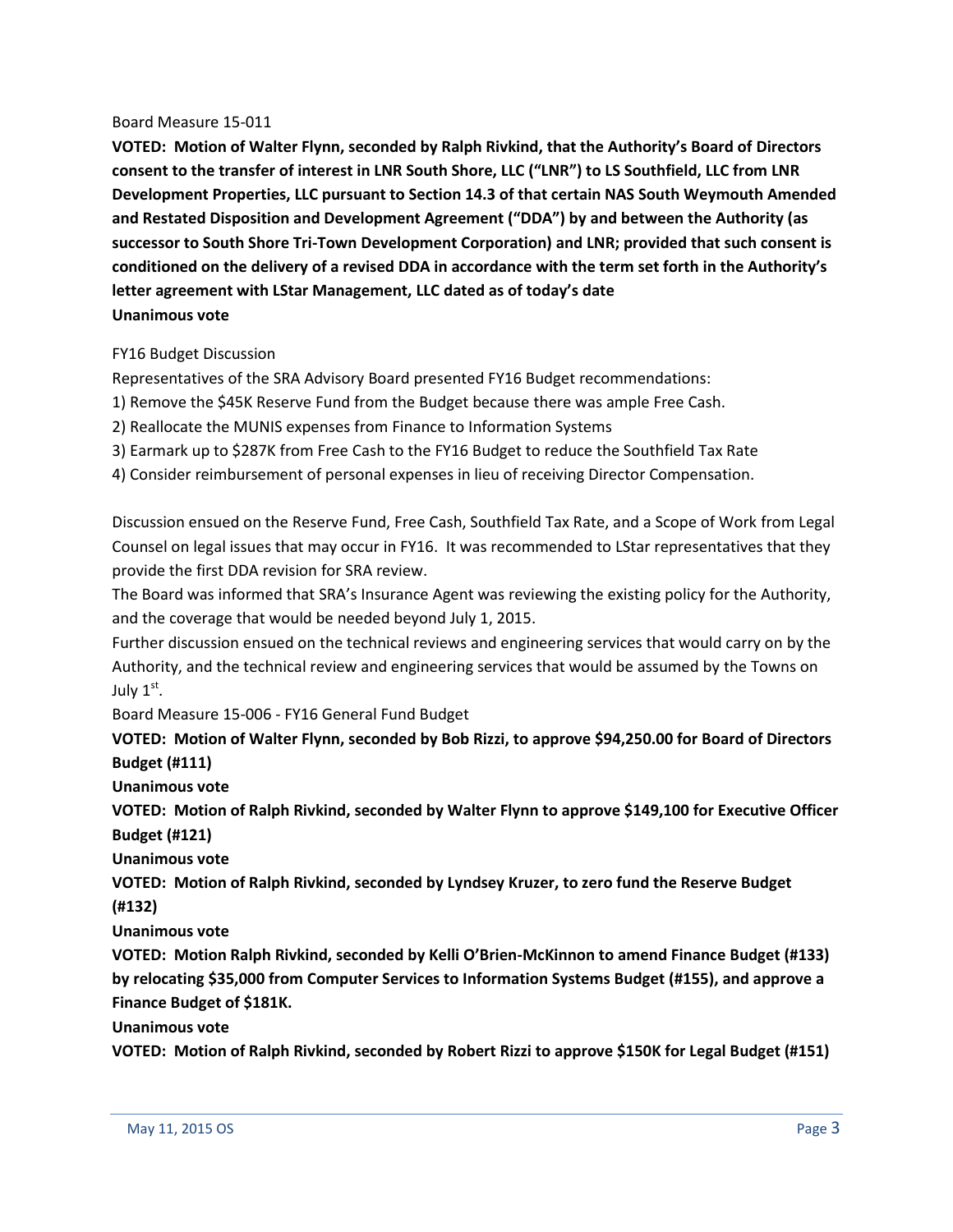Board Measure 15-011

**VOTED: Motion of Walter Flynn, seconded by Ralph Rivkind, that the Authority's Board of Directors consent to the transfer of interest in LNR South Shore, LLC ("LNR") to LS Southfield, LLC from LNR Development Properties, LLC pursuant to Section 14.3 of that certain NAS South Weymouth Amended and Restated Disposition and Development Agreement ("DDA") by and between the Authority (as successor to South Shore Tri-Town Development Corporation) and LNR; provided that such consent is conditioned on the delivery of a revised DDA in accordance with the term set forth in the Authority's letter agreement with LStar Management, LLC dated as of today's date**
**Unanimous vote**

FY16 Budget Discussion

Representatives of the SRA Advisory Board presented FY16 Budget recommendations:

1) Remove the $45K Reserve Fund from the Budget because there was ample Free Cash.
2) Reallocate the MUNIS expenses from Finance to Information Systems
3) Earmark up to $287K from Free Cash to the FY16 Budget to reduce the Southfield Tax Rate
4) Consider reimbursement of personal expenses in lieu of receiving Director Compensation.

Discussion ensued on the Reserve Fund, Free Cash, Southfield Tax Rate, and a Scope of Work from Legal Counsel on legal issues that may occur in FY16. It was recommended to LStar representatives that they provide the first DDA revision for SRA review.

The Board was informed that SRA's Insurance Agent was reviewing the existing policy for the Authority, and the coverage that would be needed beyond July 1, 2015.

Further discussion ensued on the technical reviews and engineering services that would carry on by the Authority, and the technical review and engineering services that would be assumed by the Towns on July 1st.

Board Measure 15-006 - FY16 General Fund Budget

**VOTED: Motion of Walter Flynn, seconded by Bob Rizzi, to approve $94,250.00 for Board of Directors Budget (#111)**
**Unanimous vote**

**VOTED: Motion of Ralph Rivkind, seconded by Walter Flynn to approve $149,100 for Executive Officer Budget (#121)**
**Unanimous vote**

**VOTED: Motion of Ralph Rivkind, seconded by Lyndsey Kruzer, to zero fund the Reserve Budget (#132)**
**Unanimous vote**

**VOTED: Motion Ralph Rivkind, seconded by Kelli O'Brien-McKinnon to amend Finance Budget (#133) by relocating $35,000 from Computer Services to Information Systems Budget (#155), and approve a Finance Budget of $181K.**
**Unanimous vote**

**VOTED: Motion of Ralph Rivkind, seconded by Robert Rizzi to approve $150K for Legal Budget (#151)**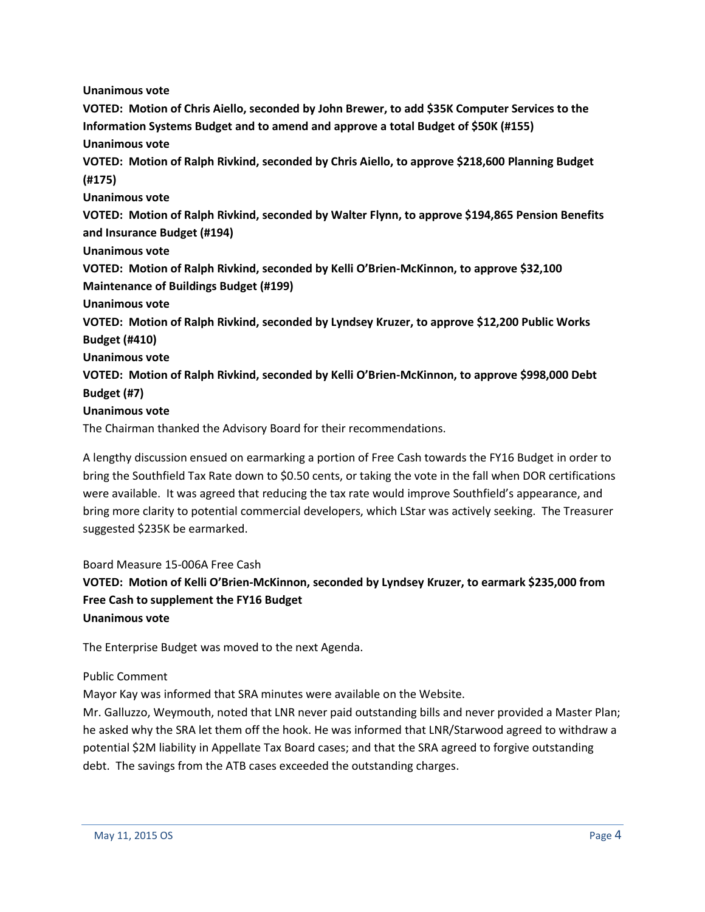**Unanimous vote**

**VOTED: Motion of Chris Aiello, seconded by John Brewer, to add $35K Computer Services to the Information Systems Budget and to amend and approve a total Budget of $50K (#155)**

**Unanimous vote**

**VOTED: Motion of Ralph Rivkind, seconded by Chris Aiello, to approve $218,600 Planning Budget (#175)**

**Unanimous vote**

**VOTED: Motion of Ralph Rivkind, seconded by Walter Flynn, to approve $194,865 Pension Benefits and Insurance Budget (#194)**

**Unanimous vote**

**VOTED: Motion of Ralph Rivkind, seconded by Kelli O'Brien-McKinnon, to approve $32,100 Maintenance of Buildings Budget (#199)**

**Unanimous vote**

**VOTED: Motion of Ralph Rivkind, seconded by Lyndsey Kruzer, to approve $12,200 Public Works Budget (#410)**

**Unanimous vote**

**VOTED: Motion of Ralph Rivkind, seconded by Kelli O'Brien-McKinnon, to approve $998,000 Debt Budget (#7)**

**Unanimous vote**

The Chairman thanked the Advisory Board for their recommendations.

A lengthy discussion ensued on earmarking a portion of Free Cash towards the FY16 Budget in order to bring the Southfield Tax Rate down to $0.50 cents, or taking the vote in the fall when DOR certifications were available. It was agreed that reducing the tax rate would improve Southfield's appearance, and bring more clarity to potential commercial developers, which LStar was actively seeking. The Treasurer suggested $235K be earmarked.

Board Measure 15-006A Free Cash

**VOTED: Motion of Kelli O'Brien-McKinnon, seconded by Lyndsey Kruzer, to earmark $235,000 from Free Cash to supplement the FY16 Budget**

**Unanimous vote**

The Enterprise Budget was moved to the next Agenda.

Public Comment

Mayor Kay was informed that SRA minutes were available on the Website.

Mr. Galluzzo, Weymouth, noted that LNR never paid outstanding bills and never provided a Master Plan; he asked why the SRA let them off the hook. He was informed that LNR/Starwood agreed to withdraw a potential $2M liability in Appellate Tax Board cases; and that the SRA agreed to forgive outstanding debt. The savings from the ATB cases exceeded the outstanding charges.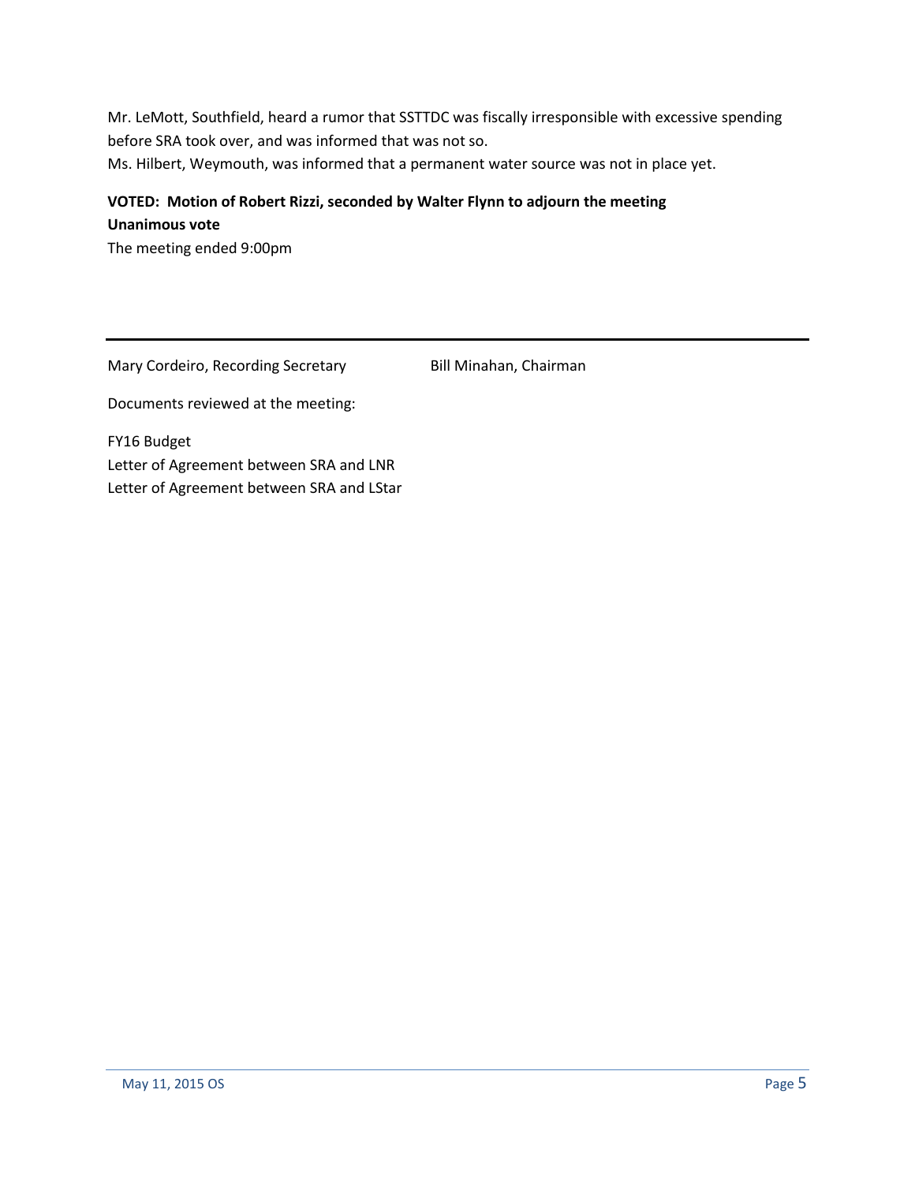Mr. LeMott, Southfield, heard a rumor that SSTTDC was fiscally irresponsible with excessive spending before SRA took over, and was informed that was not so.
Ms. Hilbert, Weymouth, was informed that a permanent water source was not in place yet.

**VOTED: Motion of Robert Rizzi, seconded by Walter Flynn to adjourn the meeting**
**Unanimous vote**
The meeting ended 9:00pm

---

Mary Cordeiro, Recording Secretary Bill Minahan, Chairman

Documents reviewed at the meeting:

FY16 Budget
Letter of Agreement between SRA and LNR
Letter of Agreement between SRA and LStar